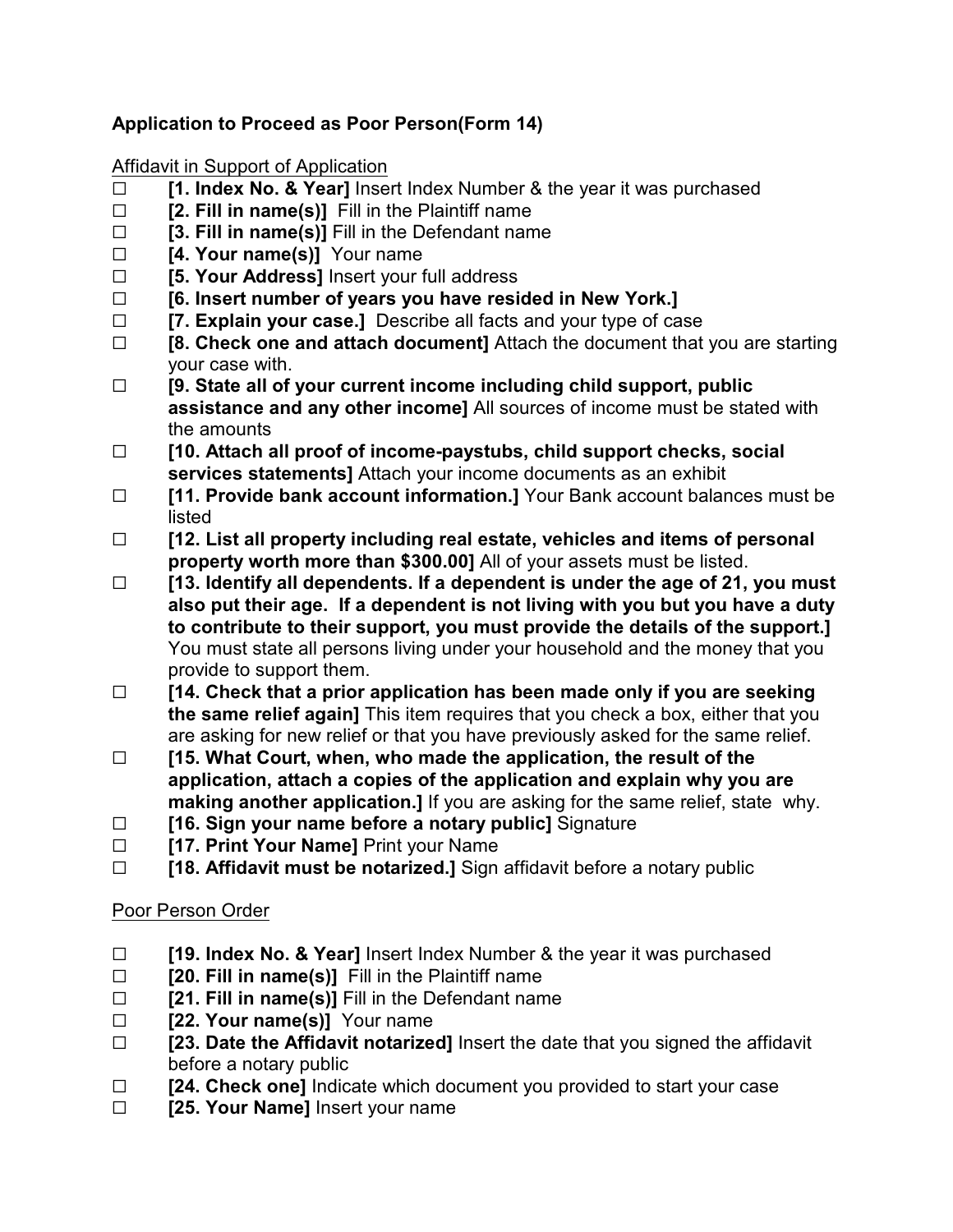**Application to Proceed as Poor Person(Form 14)**

Affidavit in Support of Application

- ☐ **[1. Index No. & Year]** Insert Index Number & the year it was purchased
- ☐ **[2. Fill in name(s)]** Fill in the Plaintiff name
- ☐ **[3. Fill in name(s)]** Fill in the Defendant name
- ☐ **[4. Your name(s)]** Your name
- ☐ **[5. Your Address]** Insert your full address
- ☐ **[6. Insert number of years you have resided in New York.]**
- ☐ **[7. Explain your case.]** Describe all facts and your type of case
- ☐ **[8. Check one and attach document]** Attach the document that you are starting your case with.
- ☐ **[9. State all of your current income including child support, public assistance and any other income]** All sources of income must be stated with the amounts
- ☐ **[10. Attach all proof of income-paystubs, child support checks, social services statements]** Attach your income documents as an exhibit
- ☐ **[11. Provide bank account information.]** Your Bank account balances must be listed
- ☐ **[12. List all property including real estate, vehicles and items of personal property worth more than $300.00]** All of your assets must be listed.
- ☐ **[13. Identify all dependents. If a dependent is under the age of 21, you must also put their age. If a dependent is not living with you but you have a duty to contribute to their support, you must provide the details of the support.]** You must state all persons living under your household and the money that you provide to support them.
- ☐ **[14. Check that a prior application has been made only if you are seeking the same relief again]** This item requires that you check a box, either that you are asking for new relief or that you have previously asked for the same relief.
- ☐ **[15. What Court, when, who made the application, the result of the application, attach a copies of the application and explain why you are making another application.]** If you are asking for the same relief, state why.
- ☐ **[16. Sign your name before a notary public]** Signature
- ☐ **[17. Print Your Name]** Print your Name
- ☐ **[18. Affidavit must be notarized.]** Sign affidavit before a notary public

Poor Person Order

- ☐ **[19. Index No. & Year]** Insert Index Number & the year it was purchased
- ☐ **[20. Fill in name(s)]** Fill in the Plaintiff name
- ☐ **[21. Fill in name(s)]** Fill in the Defendant name
- ☐ **[22. Your name(s)]** Your name
- ☐ **[23. Date the Affidavit notarized]** Insert the date that you signed the affidavit before a notary public
- ☐ **[24. Check one]** Indicate which document you provided to start your case
- ☐ **[25. Your Name]** Insert your name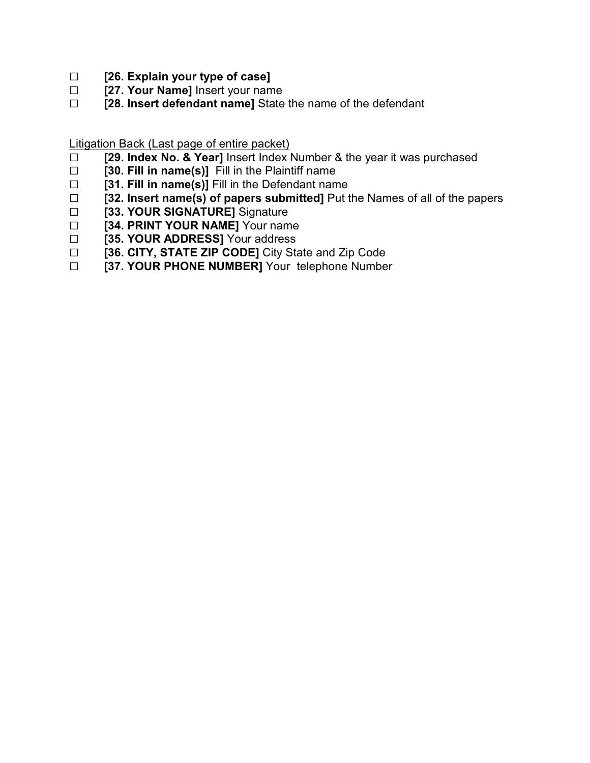- ☐ **[26. Explain your type of case]**
- ☐ **[27. Your Name]** Insert your name
- ☐ **[28. Insert defendant name]** State the name of the defendant

<u>Litigation Back (Last page of entire packet)</u>

- ☐ **[29. Index No. & Year]** Insert Index Number & the year it was purchased
- ☐ **[30. Fill in name(s)]** Fill in the Plaintiff name
- ☐ **[31. Fill in name(s)]** Fill in the Defendant name
- ☐ **[32. Insert name(s) of papers submitted]** Put the Names of all of the papers
- ☐ **[33. YOUR SIGNATURE]** Signature
- ☐ **[34. PRINT YOUR NAME]** Your name
- ☐ **[35. YOUR ADDRESS]** Your address
- ☐ **[36. CITY, STATE ZIP CODE]** City State and Zip Code
- ☐ **[37. YOUR PHONE NUMBER]** Your telephone Number